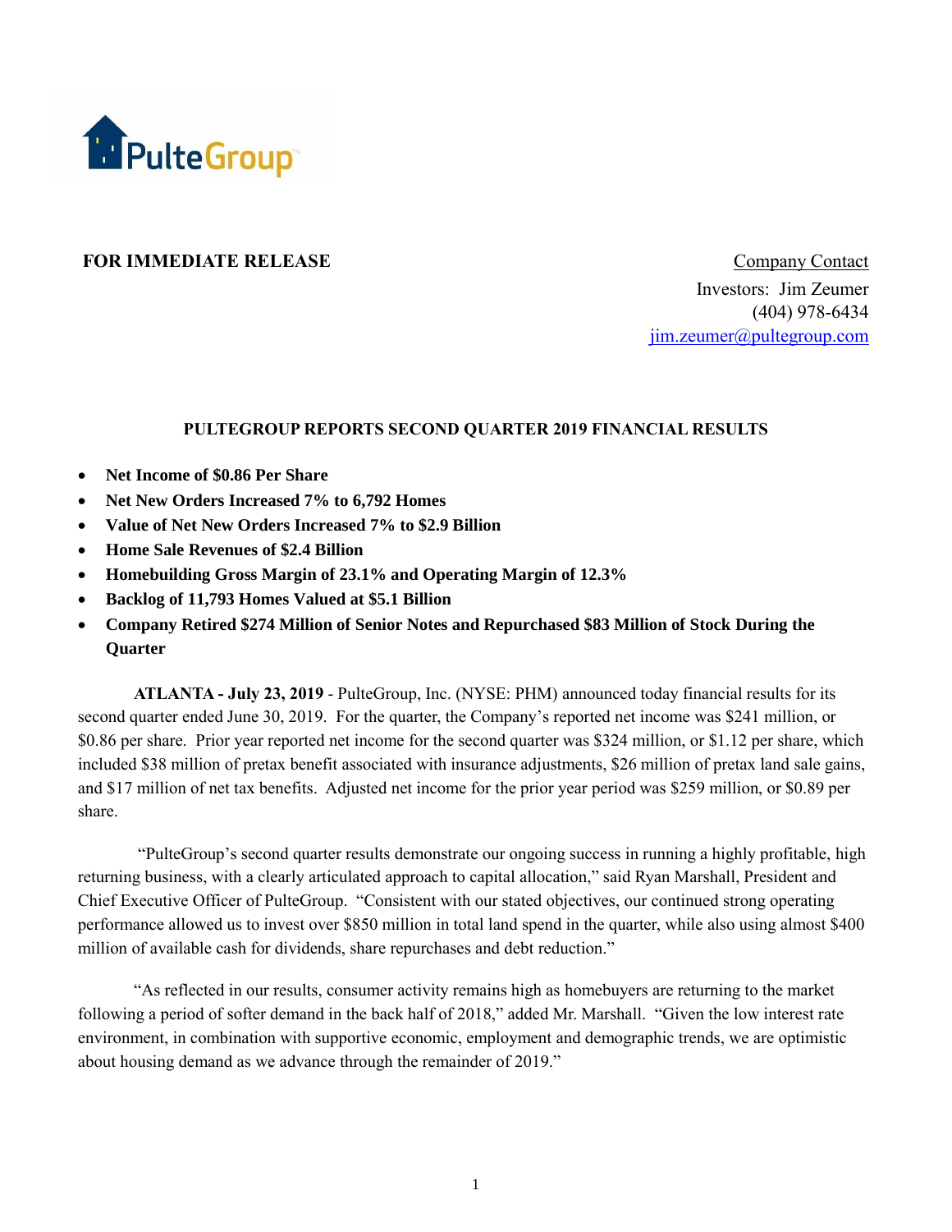PulteGroup

**FOR IMMEDIATE RELEASE**

Company Contact
Investors: Jim Zeumer
(404) 978-6434
jim.zeumer@pultegroup.com

## PULTEGROUP REPORTS SECOND QUARTER 2019 FINANCIAL RESULTS

- **Net Income of $0.86 Per Share**
- **Net New Orders Increased 7% to 6,792 Homes**
- **Value of Net New Orders Increased 7% to $2.9 Billion**
- **Home Sale Revenues of $2.4 Billion**
- **Homebuilding Gross Margin of 23.1% and Operating Margin of 12.3%**
- **Backlog of 11,793 Homes Valued at $5.1 Billion**
- **Company Retired $274 Million of Senior Notes and Repurchased $83 Million of Stock During the Quarter**

**ATLANTA - July 23, 2019** - PulteGroup, Inc. (NYSE: PHM) announced today financial results for its second quarter ended June 30, 2019. For the quarter, the Company's reported net income was $241 million, or $0.86 per share. Prior year reported net income for the second quarter was $324 million, or $1.12 per share, which included $38 million of pretax benefit associated with insurance adjustments, $26 million of pretax land sale gains, and $17 million of net tax benefits. Adjusted net income for the prior year period was $259 million, or $0.89 per share.

"PulteGroup's second quarter results demonstrate our ongoing success in running a highly profitable, high returning business, with a clearly articulated approach to capital allocation," said Ryan Marshall, President and Chief Executive Officer of PulteGroup. "Consistent with our stated objectives, our continued strong operating performance allowed us to invest over $850 million in total land spend in the quarter, while also using almost $400 million of available cash for dividends, share repurchases and debt reduction."

"As reflected in our results, consumer activity remains high as homebuyers are returning to the market following a period of softer demand in the back half of 2018," added Mr. Marshall. "Given the low interest rate environment, in combination with supportive economic, employment and demographic trends, we are optimistic about housing demand as we advance through the remainder of 2019."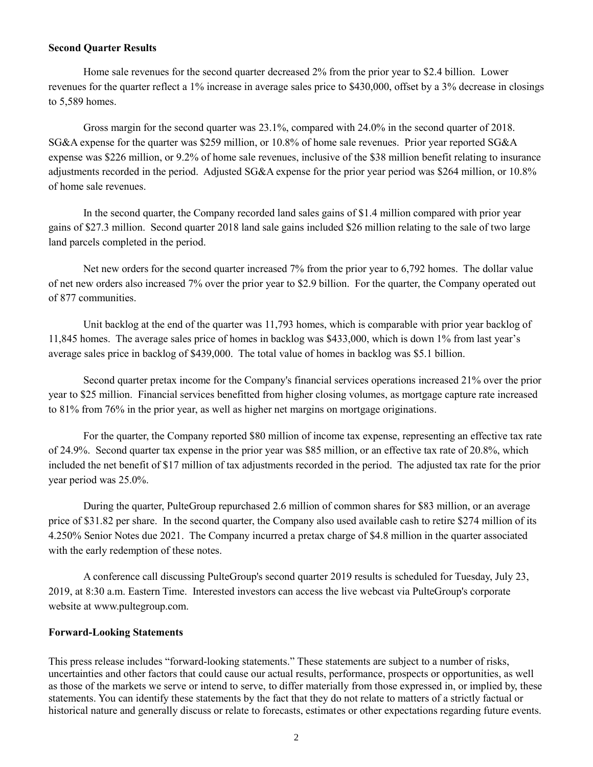**Second Quarter Results**

Home sale revenues for the second quarter decreased 2% from the prior year to $2.4 billion. Lower revenues for the quarter reflect a 1% increase in average sales price to $430,000, offset by a 3% decrease in closings to 5,589 homes.

Gross margin for the second quarter was 23.1%, compared with 24.0% in the second quarter of 2018. SG&A expense for the quarter was $259 million, or 10.8% of home sale revenues. Prior year reported SG&A expense was $226 million, or 9.2% of home sale revenues, inclusive of the $38 million benefit relating to insurance adjustments recorded in the period. Adjusted SG&A expense for the prior year period was $264 million, or 10.8% of home sale revenues.

In the second quarter, the Company recorded land sales gains of $1.4 million compared with prior year gains of $27.3 million. Second quarter 2018 land sale gains included $26 million relating to the sale of two large land parcels completed in the period.

Net new orders for the second quarter increased 7% from the prior year to 6,792 homes. The dollar value of net new orders also increased 7% over the prior year to $2.9 billion. For the quarter, the Company operated out of 877 communities.

Unit backlog at the end of the quarter was 11,793 homes, which is comparable with prior year backlog of 11,845 homes. The average sales price of homes in backlog was $433,000, which is down 1% from last year's average sales price in backlog of $439,000. The total value of homes in backlog was $5.1 billion.

Second quarter pretax income for the Company's financial services operations increased 21% over the prior year to $25 million. Financial services benefitted from higher closing volumes, as mortgage capture rate increased to 81% from 76% in the prior year, as well as higher net margins on mortgage originations.

For the quarter, the Company reported $80 million of income tax expense, representing an effective tax rate of 24.9%. Second quarter tax expense in the prior year was $85 million, or an effective tax rate of 20.8%, which included the net benefit of $17 million of tax adjustments recorded in the period. The adjusted tax rate for the prior year period was 25.0%.

During the quarter, PulteGroup repurchased 2.6 million of common shares for $83 million, or an average price of $31.82 per share. In the second quarter, the Company also used available cash to retire $274 million of its 4.250% Senior Notes due 2021. The Company incurred a pretax charge of $4.8 million in the quarter associated with the early redemption of these notes.

A conference call discussing PulteGroup's second quarter 2019 results is scheduled for Tuesday, July 23, 2019, at 8:30 a.m. Eastern Time. Interested investors can access the live webcast via PulteGroup's corporate website at www.pultegroup.com.

**Forward-Looking Statements**

This press release includes "forward-looking statements." These statements are subject to a number of risks, uncertainties and other factors that could cause our actual results, performance, prospects or opportunities, as well as those of the markets we serve or intend to serve, to differ materially from those expressed in, or implied by, these statements. You can identify these statements by the fact that they do not relate to matters of a strictly factual or historical nature and generally discuss or relate to forecasts, estimates or other expectations regarding future events.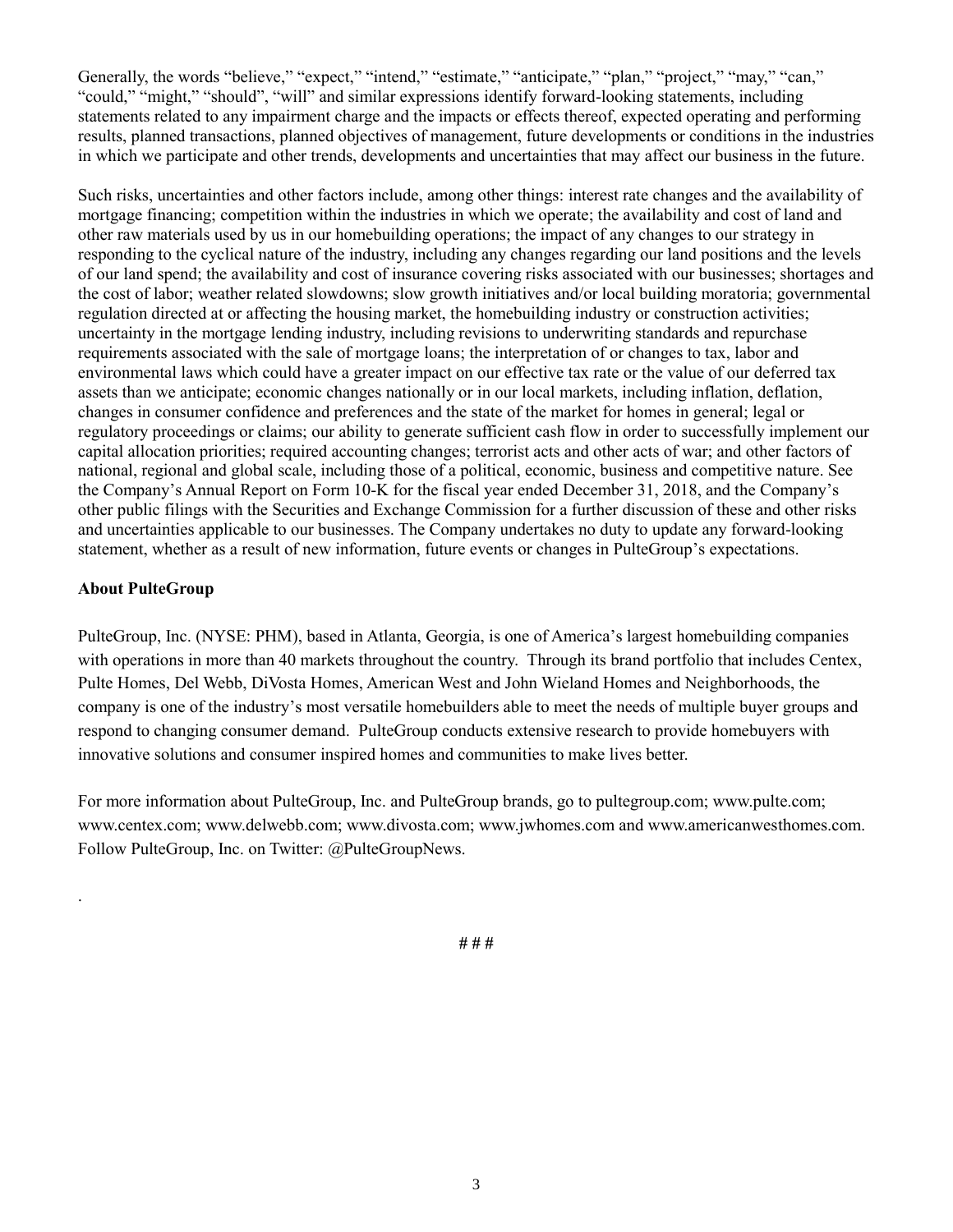Generally, the words "believe," "expect," "intend," "estimate," "anticipate," "plan," "project," "may," "can," "could," "might," "should", "will" and similar expressions identify forward-looking statements, including statements related to any impairment charge and the impacts or effects thereof, expected operating and performing results, planned transactions, planned objectives of management, future developments or conditions in the industries in which we participate and other trends, developments and uncertainties that may affect our business in the future.

Such risks, uncertainties and other factors include, among other things: interest rate changes and the availability of mortgage financing; competition within the industries in which we operate; the availability and cost of land and other raw materials used by us in our homebuilding operations; the impact of any changes to our strategy in responding to the cyclical nature of the industry, including any changes regarding our land positions and the levels of our land spend; the availability and cost of insurance covering risks associated with our businesses; shortages and the cost of labor; weather related slowdowns; slow growth initiatives and/or local building moratoria; governmental regulation directed at or affecting the housing market, the homebuilding industry or construction activities; uncertainty in the mortgage lending industry, including revisions to underwriting standards and repurchase requirements associated with the sale of mortgage loans; the interpretation of or changes to tax, labor and environmental laws which could have a greater impact on our effective tax rate or the value of our deferred tax assets than we anticipate; economic changes nationally or in our local markets, including inflation, deflation, changes in consumer confidence and preferences and the state of the market for homes in general; legal or regulatory proceedings or claims; our ability to generate sufficient cash flow in order to successfully implement our capital allocation priorities; required accounting changes; terrorist acts and other acts of war; and other factors of national, regional and global scale, including those of a political, economic, business and competitive nature. See the Company's Annual Report on Form 10-K for the fiscal year ended December 31, 2018, and the Company's other public filings with the Securities and Exchange Commission for a further discussion of these and other risks and uncertainties applicable to our businesses. The Company undertakes no duty to update any forward-looking statement, whether as a result of new information, future events or changes in PulteGroup's expectations.

**About PulteGroup**

PulteGroup, Inc. (NYSE: PHM), based in Atlanta, Georgia, is one of America's largest homebuilding companies with operations in more than 40 markets throughout the country. Through its brand portfolio that includes Centex, Pulte Homes, Del Webb, DiVosta Homes, American West and John Wieland Homes and Neighborhoods, the company is one of the industry's most versatile homebuilders able to meet the needs of multiple buyer groups and respond to changing consumer demand. PulteGroup conducts extensive research to provide homebuyers with innovative solutions and consumer inspired homes and communities to make lives better.

For more information about PulteGroup, Inc. and PulteGroup brands, go to pultegroup.com; www.pulte.com; www.centex.com; www.delwebb.com; www.divosta.com; www.jwhomes.com and www.americanwesthomes.com. Follow PulteGroup, Inc. on Twitter: @PulteGroupNews.

.

# # #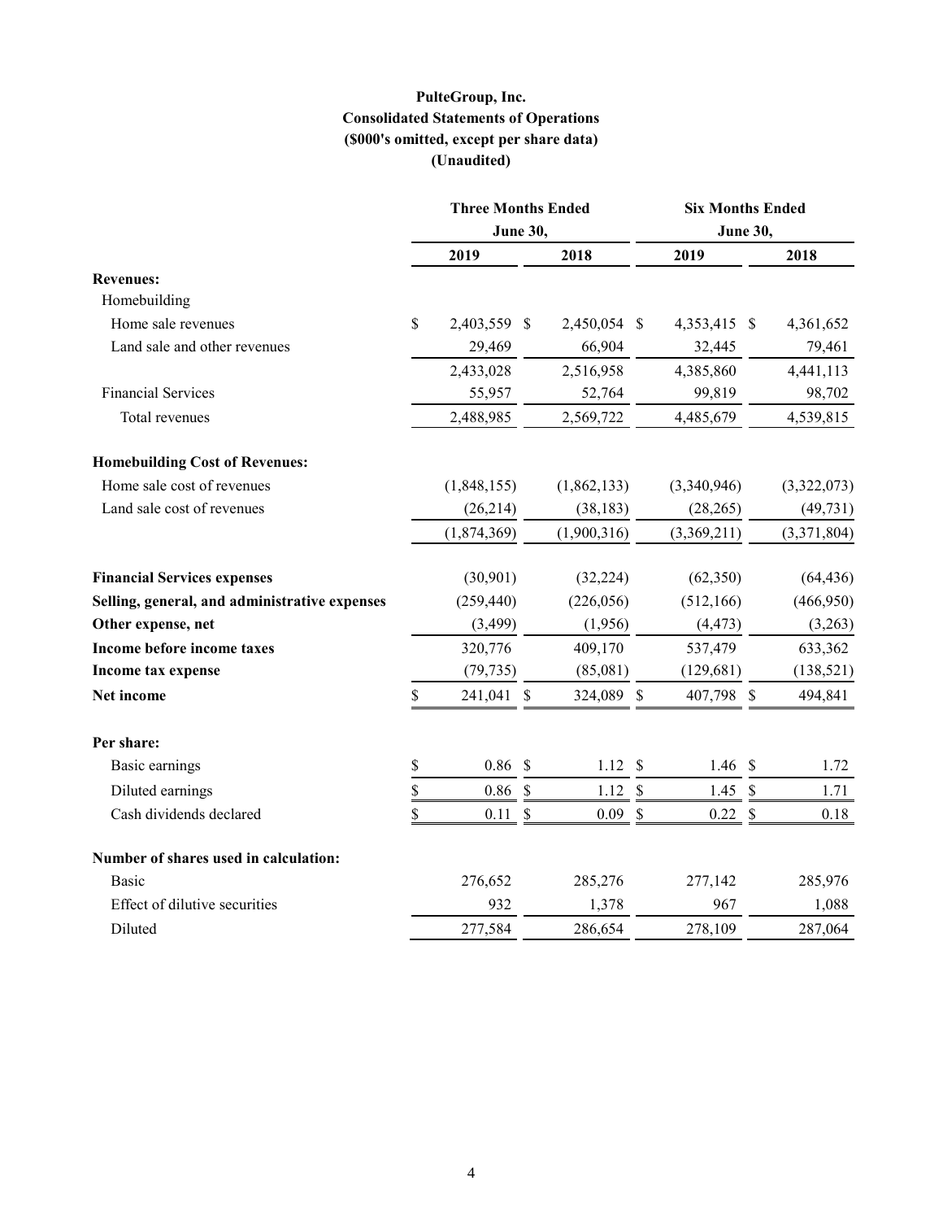# PulteGroup, Inc.
## Consolidated Statements of Operations
### ($000's omitted, except per share data)
### (Unaudited)

| | Three Months Ended June 30, | | Six Months Ended June 30, | |
|---|---|---|---|---|
| | 2019 | 2018 | 2019 | 2018 |
| **Revenues:** | | | | |
| Homebuilding | | | | |
| Home sale revenues | $ 2,403,559 | $ 2,450,054 | $ 4,353,415 | $ 4,361,652 |
| Land sale and other revenues | 29,469 | 66,904 | 32,445 | 79,461 |
| | 2,433,028 | 2,516,958 | 4,385,860 | 4,441,113 |
| Financial Services | 55,957 | 52,764 | 99,819 | 98,702 |
| Total revenues | 2,488,985 | 2,569,722 | 4,485,679 | 4,539,815 |
| **Homebuilding Cost of Revenues:** | | | | |
| Home sale cost of revenues | (1,848,155) | (1,862,133) | (3,340,946) | (3,322,073) |
| Land sale cost of revenues | (26,214) | (38,183) | (28,265) | (49,731) |
| | (1,874,369) | (1,900,316) | (3,369,211) | (3,371,804) |
| **Financial Services expenses** | (30,901) | (32,224) | (62,350) | (64,436) |
| **Selling, general, and administrative expenses** | (259,440) | (226,056) | (512,166) | (466,950) |
| **Other expense, net** | (3,499) | (1,956) | (4,473) | (3,263) |
| **Income before income taxes** | 320,776 | 409,170 | 537,479 | 633,362 |
| **Income tax expense** | (79,735) | (85,081) | (129,681) | (138,521) |
| **Net income** | $ 241,041 | $ 324,089 | $ 407,798 | $ 494,841 |
| **Per share:** | | | | |
| Basic earnings | $ 0.86 | $ 1.12 | $ 1.46 | $ 1.72 |
| Diluted earnings | $ 0.86 | $ 1.12 | $ 1.45 | $ 1.71 |
| Cash dividends declared | $ 0.11 | $ 0.09 | $ 0.22 | $ 0.18 |
| **Number of shares used in calculation:** | | | | |
| Basic | 276,652 | 285,276 | 277,142 | 285,976 |
| Effect of dilutive securities | 932 | 1,378 | 967 | 1,088 |
| Diluted | 277,584 | 286,654 | 278,109 | 287,064 |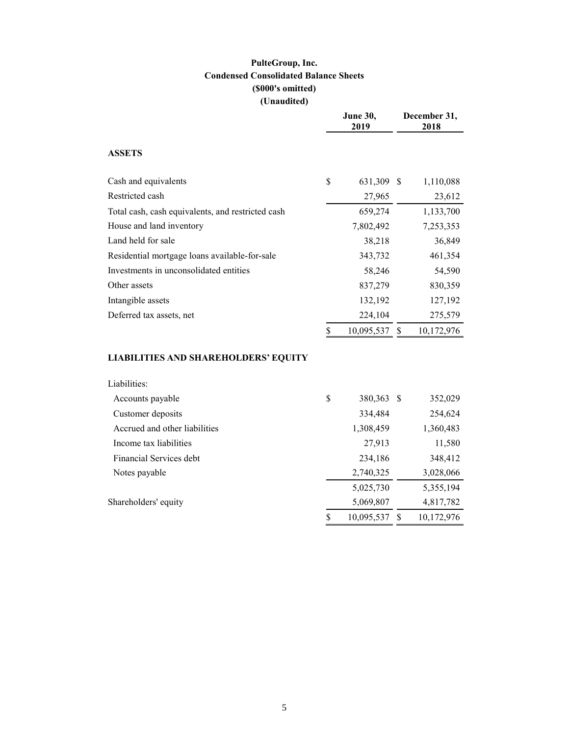# PulteGroup, Inc.
## Condensed Consolidated Balance Sheets
### ($000's omitted)
### (Unaudited)

| | June 30, 2019 | December 31, 2018 |
|---|---|---|
| **ASSETS** | | |
| Cash and equivalents | $ 631,309 | $ 1,110,088 |
| Restricted cash | 27,965 | 23,612 |
| Total cash, cash equivalents, and restricted cash | 659,274 | 1,133,700 |
| House and land inventory | 7,802,492 | 7,253,353 |
| Land held for sale | 38,218 | 36,849 |
| Residential mortgage loans available-for-sale | 343,732 | 461,354 |
| Investments in unconsolidated entities | 58,246 | 54,590 |
| Other assets | 837,279 | 830,359 |
| Intangible assets | 132,192 | 127,192 |
| Deferred tax assets, net | 224,104 | 275,579 |
| | $ 10,095,537 | $ 10,172,976 |
| **LIABILITIES AND SHAREHOLDERS' EQUITY** | | |
| Liabilities: | | |
| Accounts payable | $ 380,363 | $ 352,029 |
| Customer deposits | 334,484 | 254,624 |
| Accrued and other liabilities | 1,308,459 | 1,360,483 |
| Income tax liabilities | 27,913 | 11,580 |
| Financial Services debt | 234,186 | 348,412 |
| Notes payable | 2,740,325 | 3,028,066 |
| | 5,025,730 | 5,355,194 |
| Shareholders' equity | 5,069,807 | 4,817,782 |
| | $ 10,095,537 | $ 10,172,976 |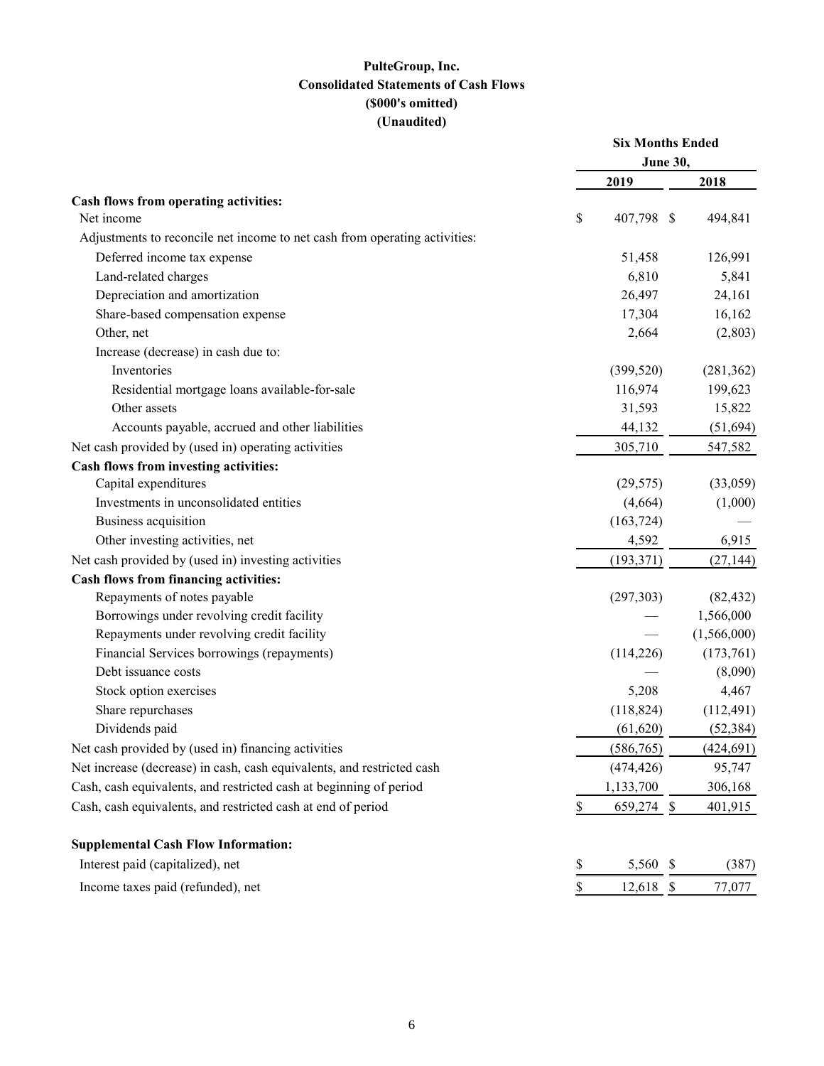# PulteGroup, Inc.
## Consolidated Statements of Cash Flows
### ($000's omitted)
### (Unaudited)

| | Six Months Ended June 30, | |
|---|---|---|
| | 2019 | 2018 |
| **Cash flows from operating activities:** | | |
| Net income | $ 407,798 | $ 494,841 |
| Adjustments to reconcile net income to net cash from operating activities: | | |
| Deferred income tax expense | 51,458 | 126,991 |
| Land-related charges | 6,810 | 5,841 |
| Depreciation and amortization | 26,497 | 24,161 |
| Share-based compensation expense | 17,304 | 16,162 |
| Other, net | 2,664 | (2,803) |
| Increase (decrease) in cash due to: | | |
| Inventories | (399,520) | (281,362) |
| Residential mortgage loans available-for-sale | 116,974 | 199,623 |
| Other assets | 31,593 | 15,822 |
| Accounts payable, accrued and other liabilities | 44,132 | (51,694) |
| Net cash provided by (used in) operating activities | 305,710 | 547,582 |
| **Cash flows from investing activities:** | | |
| Capital expenditures | (29,575) | (33,059) |
| Investments in unconsolidated entities | (4,664) | (1,000) |
| Business acquisition | (163,724) | — |
| Other investing activities, net | 4,592 | 6,915 |
| Net cash provided by (used in) investing activities | (193,371) | (27,144) |
| **Cash flows from financing activities:** | | |
| Repayments of notes payable | (297,303) | (82,432) |
| Borrowings under revolving credit facility | — | 1,566,000 |
| Repayments under revolving credit facility | — | (1,566,000) |
| Financial Services borrowings (repayments) | (114,226) | (173,761) |
| Debt issuance costs | — | (8,090) |
| Stock option exercises | 5,208 | 4,467 |
| Share repurchases | (118,824) | (112,491) |
| Dividends paid | (61,620) | (52,384) |
| Net cash provided by (used in) financing activities | (586,765) | (424,691) |
| Net increase (decrease) in cash, cash equivalents, and restricted cash | (474,426) | 95,747 |
| Cash, cash equivalents, and restricted cash at beginning of period | 1,133,700 | 306,168 |
| Cash, cash equivalents, and restricted cash at end of period | $ 659,274 | $ 401,915 |
| | | |
| **Supplemental Cash Flow Information:** | | |
| Interest paid (capitalized), net | $ 5,560 | $ (387) |
| Income taxes paid (refunded), net | $ 12,618 | $ 77,077 |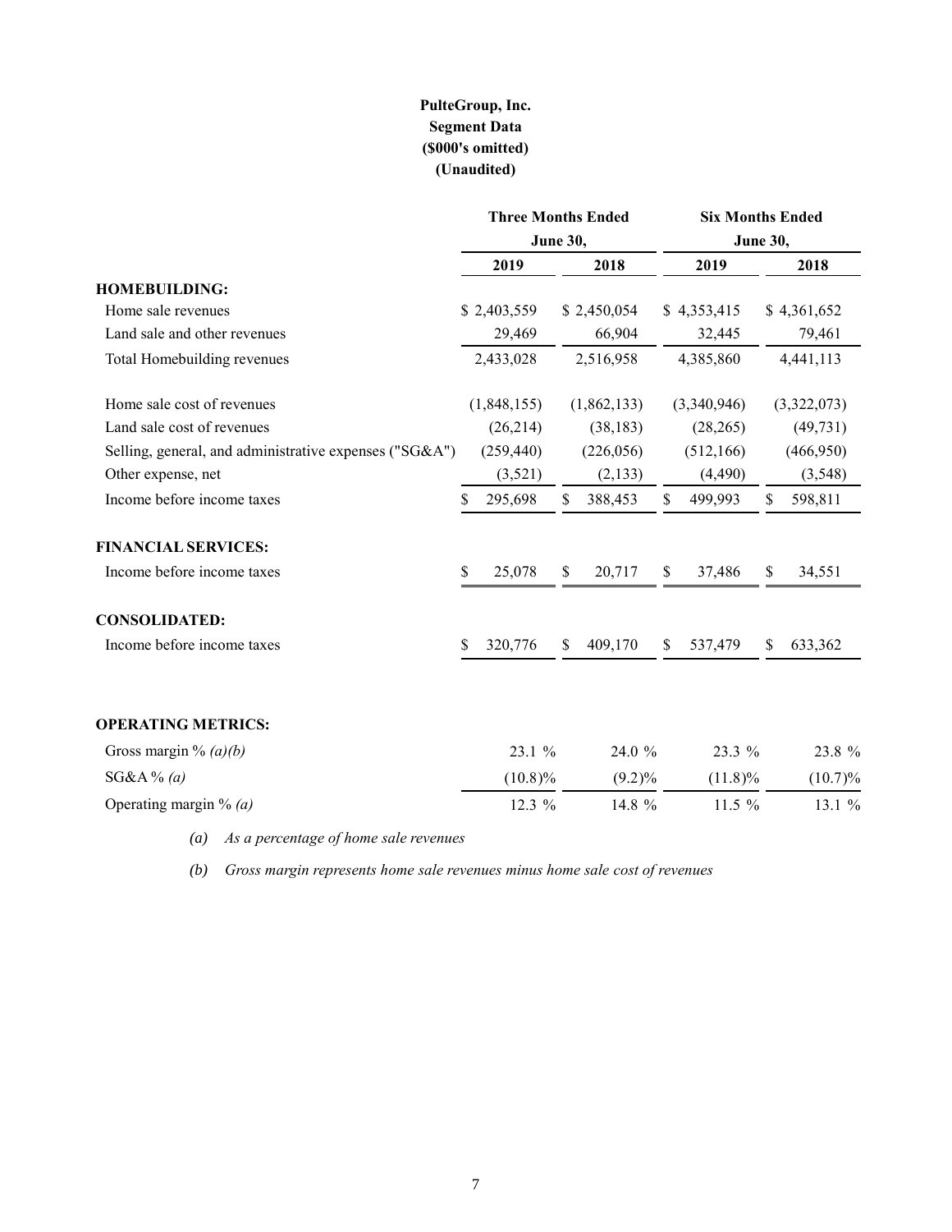# PulteGroup, Inc.
## Segment Data
## ($000's omitted)
## (Unaudited)

| | Three Months Ended June 30, | | Six Months Ended June 30, | |
|---|---|---|---|---|
| | 2019 | 2018 | 2019 | 2018 |
| **HOMEBUILDING:** | | | | |
| Home sale revenues | $ 2,403,559 | $ 2,450,054 | $ 4,353,415 | $ 4,361,652 |
| Land sale and other revenues | 29,469 | 66,904 | 32,445 | 79,461 |
| Total Homebuilding revenues | 2,433,028 | 2,516,958 | 4,385,860 | 4,441,113 |
| | | | | |
| Home sale cost of revenues | (1,848,155) | (1,862,133) | (3,340,946) | (3,322,073) |
| Land sale cost of revenues | (26,214) | (38,183) | (28,265) | (49,731) |
| Selling, general, and administrative expenses ("SG&A") | (259,440) | (226,056) | (512,166) | (466,950) |
| Other expense, net | (3,521) | (2,133) | (4,490) | (3,548) |
| Income before income taxes | $ 295,698 | $ 388,453 | $ 499,993 | $ 598,811 |
| | | | | |
| **FINANCIAL SERVICES:** | | | | |
| Income before income taxes | $ 25,078 | $ 20,717 | $ 37,486 | $ 34,551 |
| | | | | |
| **CONSOLIDATED:** | | | | |
| Income before income taxes | $ 320,776 | $ 409,170 | $ 537,479 | $ 633,362 |
| | | | | |
| **OPERATING METRICS:** | | | | |
| Gross margin % *(a)(b)* | 23.1 % | 24.0 % | 23.3 % | 23.8 % |
| SG&A % *(a)* | (10.8)% | (9.2)% | (11.8)% | (10.7)% |
| Operating margin % *(a)* | 12.3 % | 14.8 % | 11.5 % | 13.1 % |

*(a) As a percentage of home sale revenues*

*(b) Gross margin represents home sale revenues minus home sale cost of revenues*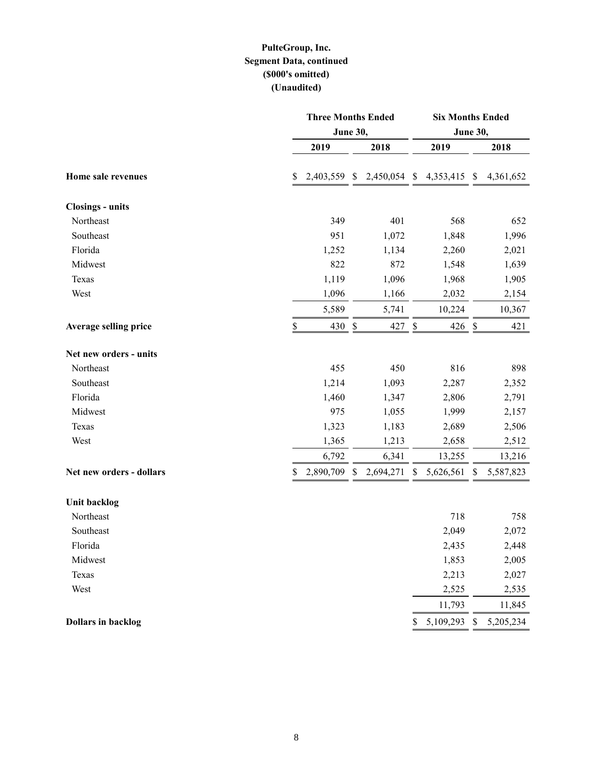**PulteGroup, Inc.**
**Segment Data, continued**
**($000's omitted)**
**(Unaudited)**

| | Three Months Ended June 30, | | Six Months Ended June 30, | |
|---|---|---|---|---|
| | 2019 | 2018 | 2019 | 2018 |
| **Home sale revenues** | $ 2,403,559 | $ 2,450,054 | $ 4,353,415 | $ 4,361,652 |
| **Closings - units** | | | | |
| Northeast | 349 | 401 | 568 | 652 |
| Southeast | 951 | 1,072 | 1,848 | 1,996 |
| Florida | 1,252 | 1,134 | 2,260 | 2,021 |
| Midwest | 822 | 872 | 1,548 | 1,639 |
| Texas | 1,119 | 1,096 | 1,968 | 1,905 |
| West | 1,096 | 1,166 | 2,032 | 2,154 |
| | 5,589 | 5,741 | 10,224 | 10,367 |
| **Average selling price** | $ 430 | $ 427 | $ 426 | $ 421 |
| **Net new orders - units** | | | | |
| Northeast | 455 | 450 | 816 | 898 |
| Southeast | 1,214 | 1,093 | 2,287 | 2,352 |
| Florida | 1,460 | 1,347 | 2,806 | 2,791 |
| Midwest | 975 | 1,055 | 1,999 | 2,157 |
| Texas | 1,323 | 1,183 | 2,689 | 2,506 |
| West | 1,365 | 1,213 | 2,658 | 2,512 |
| | 6,792 | 6,341 | 13,255 | 13,216 |
| **Net new orders - dollars** | $ 2,890,709 | $ 2,694,271 | $ 5,626,561 | $ 5,587,823 |
| **Unit backlog** | | | | |
| Northeast | | | 718 | 758 |
| Southeast | | | 2,049 | 2,072 |
| Florida | | | 2,435 | 2,448 |
| Midwest | | | 1,853 | 2,005 |
| Texas | | | 2,213 | 2,027 |
| West | | | 2,525 | 2,535 |
| | | | 11,793 | 11,845 |
| **Dollars in backlog** | | | $ 5,109,293 | $ 5,205,234 |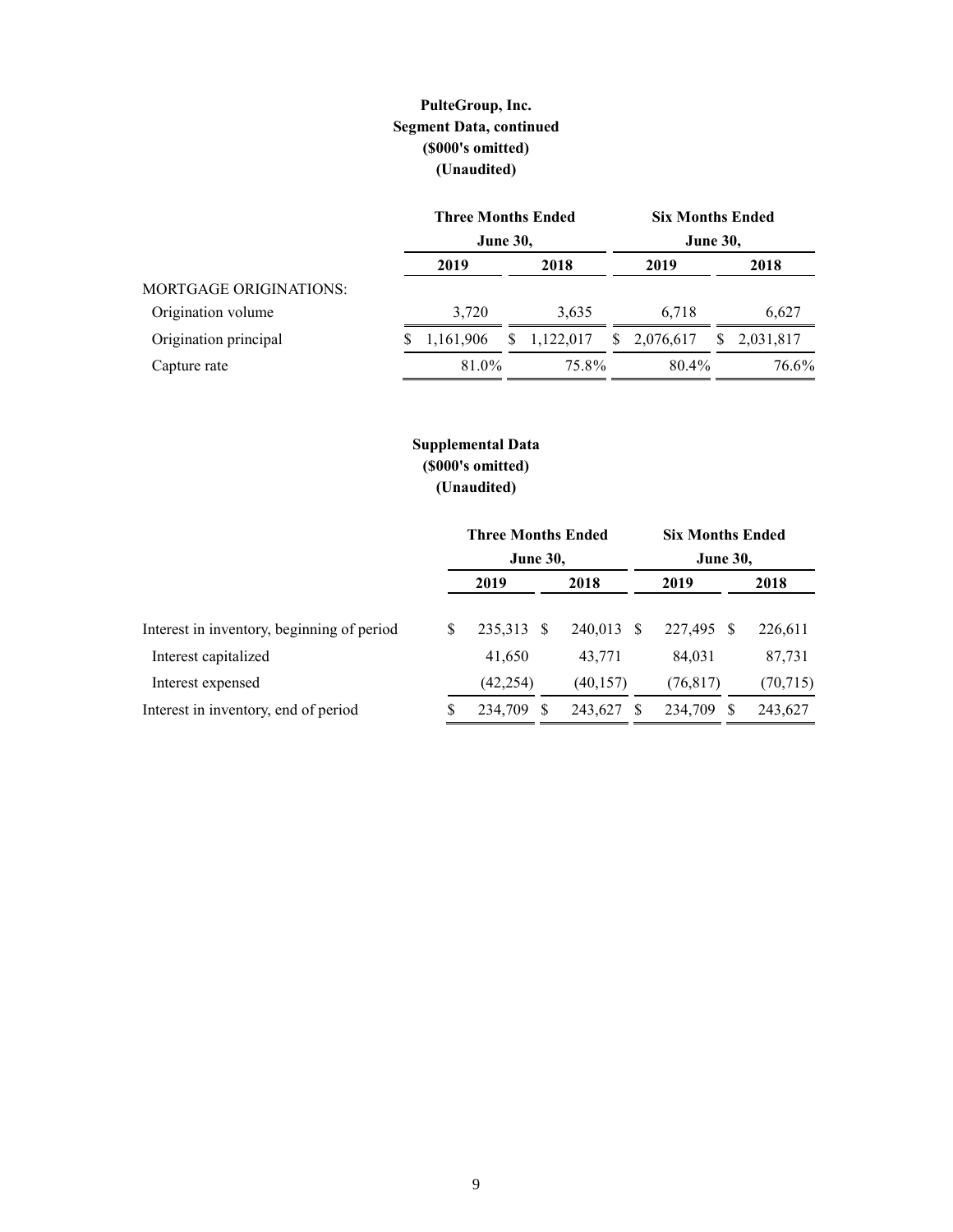**PulteGroup, Inc.**
**Segment Data, continued**
**($000's omitted)**
**(Unaudited)**

| | Three Months Ended June 30, | | Six Months Ended June 30, | |
|---|---|---|---|---|
| | 2019 | 2018 | 2019 | 2018 |
| MORTGAGE ORIGINATIONS: | | | | |
| Origination volume | 3,720 | 3,635 | 6,718 | 6,627 |
| Origination principal | $ 1,161,906 | $ 1,122,017 | $ 2,076,617 | $ 2,031,817 |
| Capture rate | 81.0% | 75.8% | 80.4% | 76.6% |

**Supplemental Data**
**($000's omitted)**
**(Unaudited)**

| | Three Months Ended June 30, | | Six Months Ended June 30, | |
|---|---|---|---|---|
| | 2019 | 2018 | 2019 | 2018 |
| Interest in inventory, beginning of period | $ 235,313 | $ 240,013 | $ 227,495 | $ 226,611 |
| Interest capitalized | 41,650 | 43,771 | 84,031 | 87,731 |
| Interest expensed | (42,254) | (40,157) | (76,817) | (70,715) |
| Interest in inventory, end of period | $ 234,709 | $ 243,627 | $ 234,709 | $ 243,627 |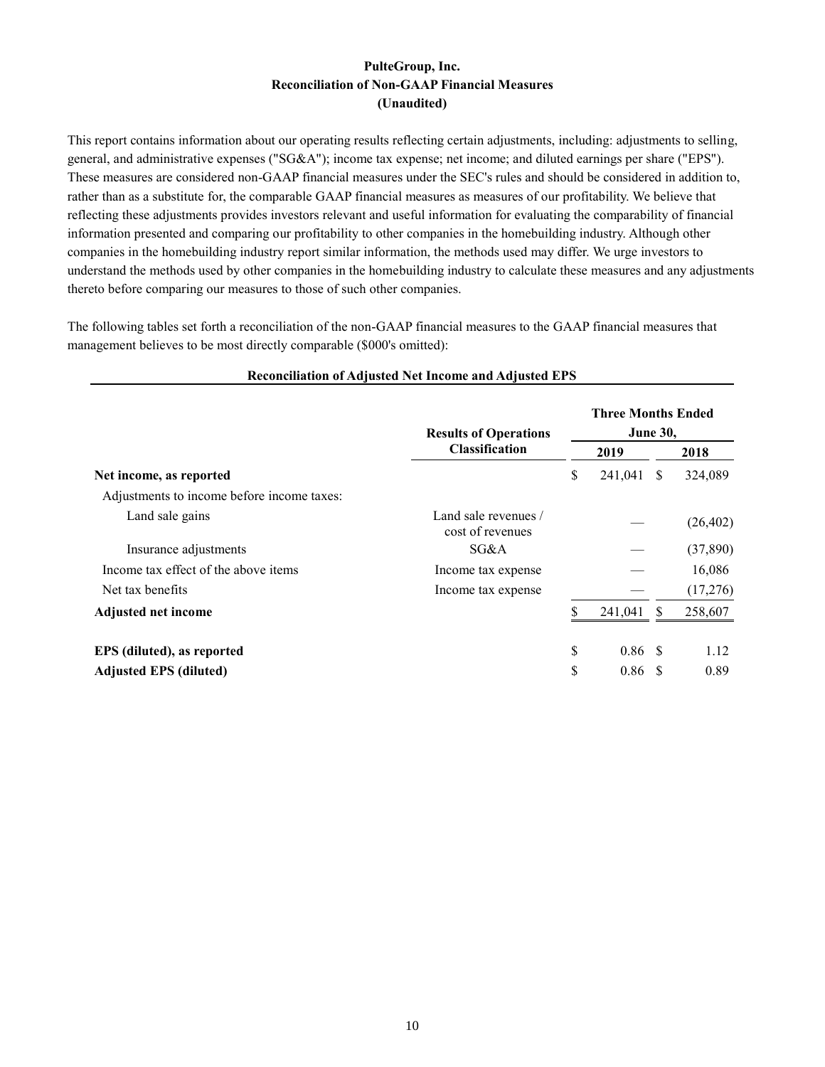**PulteGroup, Inc.**
**Reconciliation of Non-GAAP Financial Measures**
**(Unaudited)**

This report contains information about our operating results reflecting certain adjustments, including: adjustments to selling, general, and administrative expenses ("SG&A"); income tax expense; net income; and diluted earnings per share ("EPS"). These measures are considered non-GAAP financial measures under the SEC's rules and should be considered in addition to, rather than as a substitute for, the comparable GAAP financial measures as measures of our profitability. We believe that reflecting these adjustments provides investors relevant and useful information for evaluating the comparability of financial information presented and comparing our profitability to other companies in the homebuilding industry. Although other companies in the homebuilding industry report similar information, the methods used may differ. We urge investors to understand the methods used by other companies in the homebuilding industry to calculate these measures and any adjustments thereto before comparing our measures to those of such other companies.

The following tables set forth a reconciliation of the non-GAAP financial measures to the GAAP financial measures that management believes to be most directly comparable ($000's omitted):

**Reconciliation of Adjusted Net Income and Adjusted EPS**

| | Results of Operations Classification | Three Months Ended June 30, 2019 | Three Months Ended June 30, 2018 |
|---|---|---|---|
| **Net income, as reported** | | $ 241,041 | $ 324,089 |
| Adjustments to income before income taxes: | | | |
| Land sale gains | Land sale revenues / cost of revenues | — | (26,402) |
| Insurance adjustments | SG&A | — | (37,890) |
| Income tax effect of the above items | Income tax expense | — | 16,086 |
| Net tax benefits | Income tax expense | — | (17,276) |
| **Adjusted net income** | | $ 241,041 | $ 258,607 |
| | | | |
| **EPS (diluted), as reported** | | $ 0.86 | $ 1.12 |
| **Adjusted EPS (diluted)** | | $ 0.86 | $ 0.89 |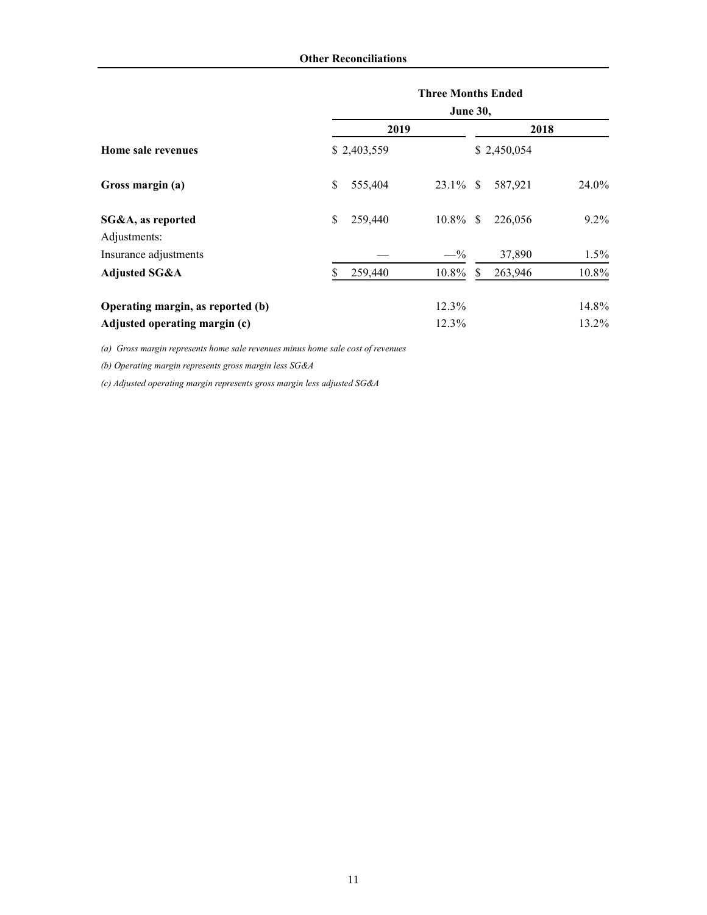**Other Reconciliations**

| | Three Months Ended June 30, | | | |
|---|---|---|---|---|
| | 2019 | | 2018 | |
| **Home sale revenues** | $ 2,403,559 | | $ 2,450,054 | |
| **Gross margin (a)** | $ 555,404 | 23.1% | $ 587,921 | 24.0% |
| **SG&A, as reported** | $ 259,440 | 10.8% | $ 226,056 | 9.2% |
| Adjustments: | | | | |
| Insurance adjustments | — | —% | 37,890 | 1.5% |
| **Adjusted SG&A** | $ 259,440 | 10.8% | $ 263,946 | 10.8% |
| **Operating margin, as reported (b)** | | 12.3% | | 14.8% |
| **Adjusted operating margin (c)** | | 12.3% | | 13.2% |

*(a) Gross margin represents home sale revenues minus home sale cost of revenues*

*(b) Operating margin represents gross margin less SG&A*

*(c) Adjusted operating margin represents gross margin less adjusted SG&A*